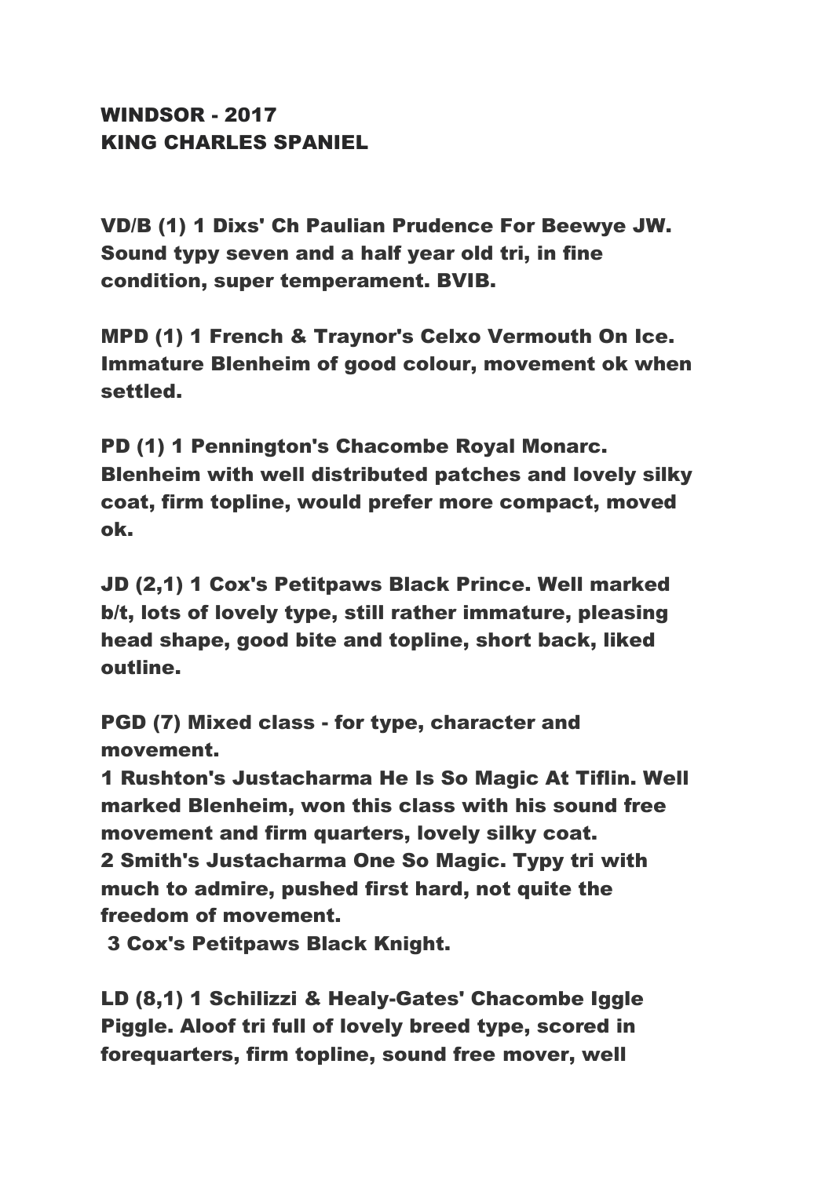# WINDSOR - 2017
# KING CHARLES SPANIEL

**VD/B (1) 1 Dixs' Ch Paulian Prudence For Beewye JW. Sound typy seven and a half year old tri, in fine condition, super temperament. BVIB.**

**MPD (1) 1 French & Traynor's Celxo Vermouth On Ice. Immature Blenheim of good colour, movement ok when settled.**

**PD (1) 1 Pennington's Chacombe Royal Monarc. Blenheim with well distributed patches and lovely silky coat, firm topline, would prefer more compact, moved ok.**

**JD (2,1) 1 Cox's Petitpaws Black Prince. Well marked b/t, lots of lovely type, still rather immature, pleasing head shape, good bite and topline, short back, liked outline.**

**PGD (7) Mixed class - for type, character and movement.**
**1 Rushton's Justacharma He Is So Magic At Tiflin. Well marked Blenheim, won this class with his sound free movement and firm quarters, lovely silky coat.**
**2 Smith's Justacharma One So Magic. Typy tri with much to admire, pushed first hard, not quite the freedom of movement.**
**3 Cox's Petitpaws Black Knight.**

**LD (8,1) 1 Schilizzi & Healy-Gates' Chacombe Iggle Piggle. Aloof tri full of lovely breed type, scored in forequarters, firm topline, sound free mover, well**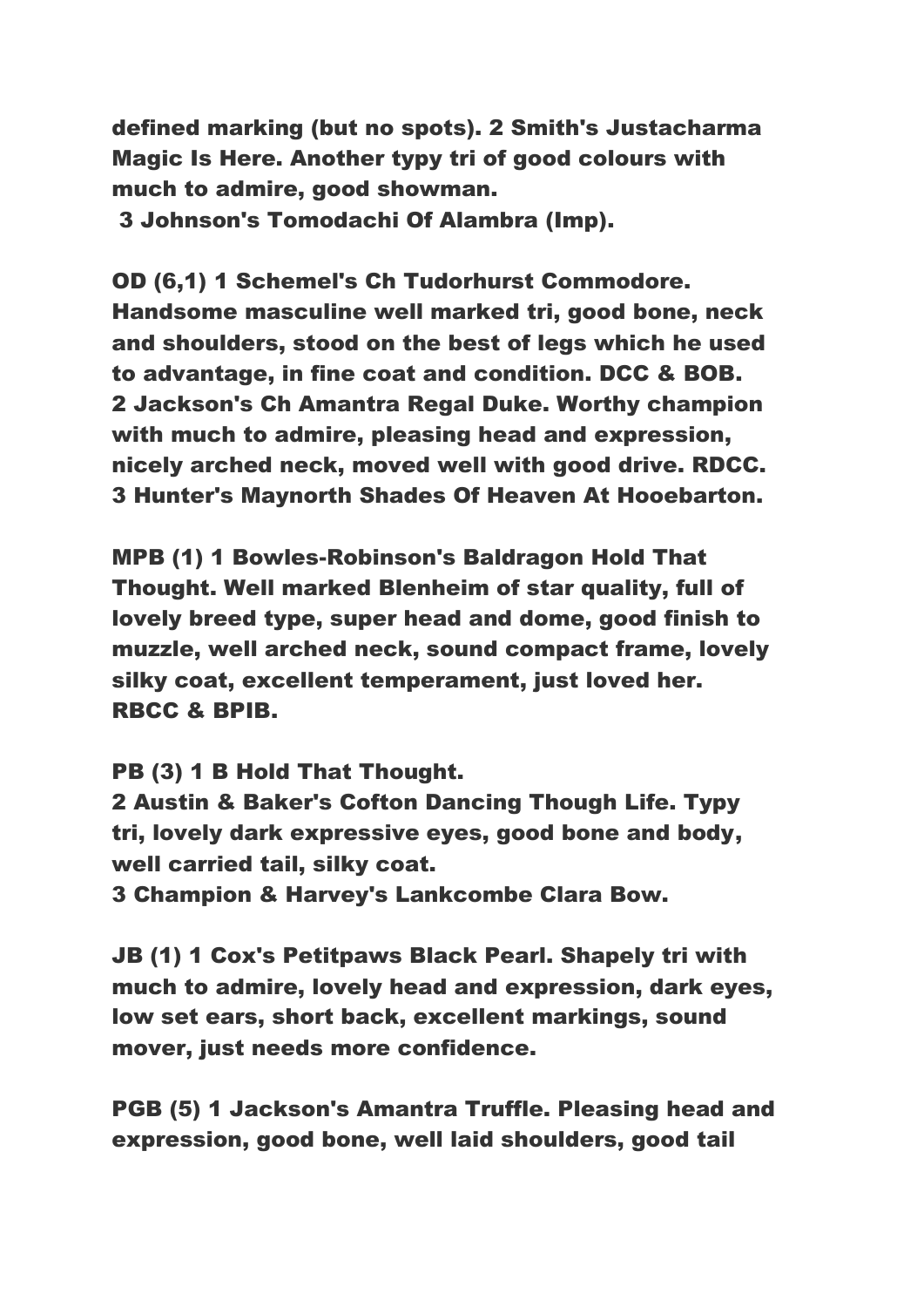**defined marking (but no spots). 2 Smith's Justacharma Magic Is Here. Another typy tri of good colours with much to admire, good showman.**
**3 Johnson's Tomodachi Of Alambra (Imp).**

**OD (6,1) 1 Schemel's Ch Tudorhurst Commodore. Handsome masculine well marked tri, good bone, neck and shoulders, stood on the best of legs which he used to advantage, in fine coat and condition. DCC & BOB.**
**2 Jackson's Ch Amantra Regal Duke. Worthy champion with much to admire, pleasing head and expression, nicely arched neck, moved well with good drive. RDCC.**
**3 Hunter's Maynorth Shades Of Heaven At Hooebarton.**

**MPB (1) 1 Bowles-Robinson's Baldragon Hold That Thought. Well marked Blenheim of star quality, full of lovely breed type, super head and dome, good finish to muzzle, well arched neck, sound compact frame, lovely silky coat, excellent temperament, just loved her. RBCC & BPIB.**

**PB (3) 1 B Hold That Thought.**
**2 Austin & Baker's Cofton Dancing Though Life. Typy tri, lovely dark expressive eyes, good bone and body, well carried tail, silky coat.**
**3 Champion & Harvey's Lankcombe Clara Bow.**

**JB (1) 1 Cox's Petitpaws Black Pearl. Shapely tri with much to admire, lovely head and expression, dark eyes, low set ears, short back, excellent markings, sound mover, just needs more confidence.**

**PGB (5) 1 Jackson's Amantra Truffle. Pleasing head and expression, good bone, well laid shoulders, good tail**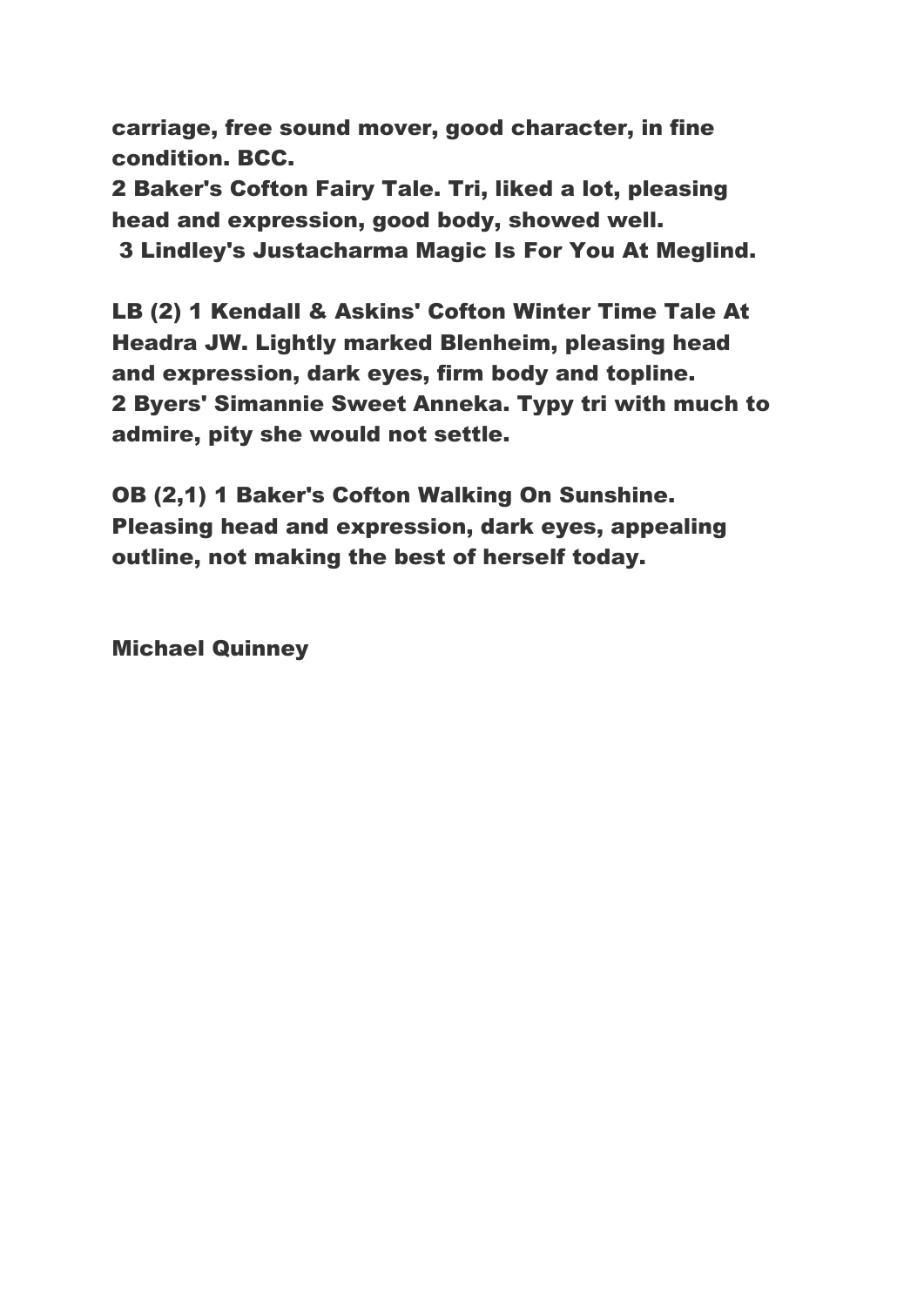**carriage, free sound mover, good character, in fine condition. BCC.**
**2 Baker's Cofton Fairy Tale. Tri, liked a lot, pleasing head and expression, good body, showed well.**
**3 Lindley's Justacharma Magic Is For You At Meglind.**

**LB (2) 1 Kendall & Askins' Cofton Winter Time Tale At Headra JW. Lightly marked Blenheim, pleasing head and expression, dark eyes, firm body and topline.**
**2 Byers' Simannie Sweet Anneka. Typy tri with much to admire, pity she would not settle.**

**OB (2,1) 1 Baker's Cofton Walking On Sunshine. Pleasing head and expression, dark eyes, appealing outline, not making the best of herself today.**

**Michael Quinney**